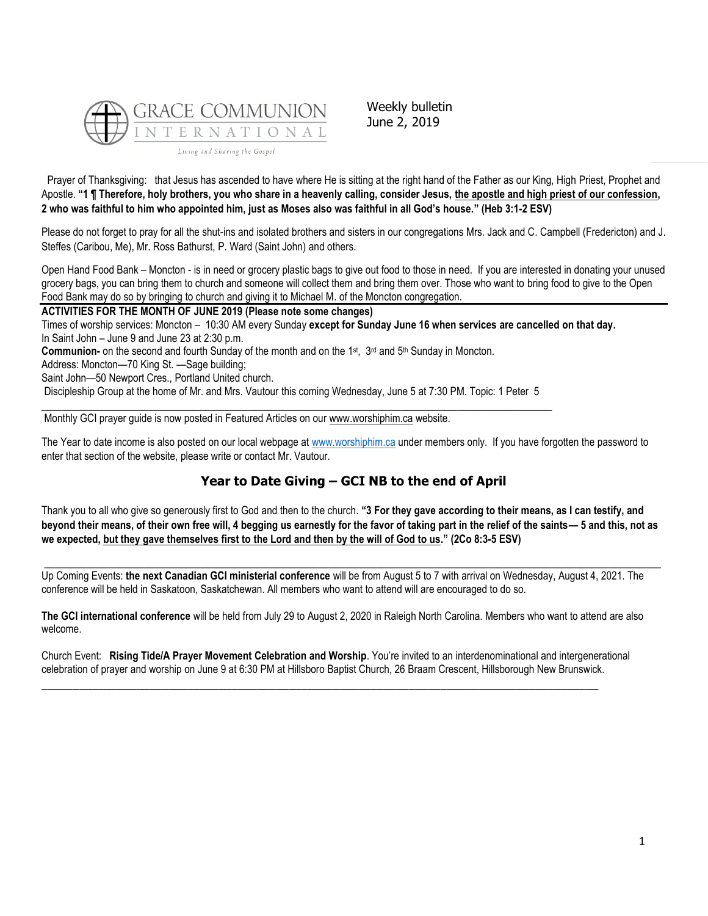GRACE COMMUNION INTERNATIONAL

*Living and Sharing the Gospel*

Weekly bulletin
June 2, 2019

Prayer of Thanksgiving: that Jesus has ascended to have where He is sitting at the right hand of the Father as our King, High Priest, Prophet and Apostle. **"1 ¶ Therefore, holy brothers, you who share in a heavenly calling, consider Jesus, <u>the apostle and high priest of our confession</u>, 2 who was faithful to him who appointed him, just as Moses also was faithful in all God's house." (Heb 3:1-2 ESV)**

Please do not forget to pray for all the shut-ins and isolated brothers and sisters in our congregations Mrs. Jack and C. Campbell (Fredericton) and J. Steffes (Caribou, Me), Mr. Ross Bathurst, P. Ward (Saint John) and others.

Open Hand Food Bank – Moncton - is in need or grocery plastic bags to give out food to those in need. If you are interested in donating your unused grocery bags, you can bring them to church and someone will collect them and bring them over. Those who want to bring food to give to the Open Food Bank may do so by bringing to church and giving it to Michael M. of the Moncton congregation.

**ACTIVITIES FOR THE MONTH OF JUNE 2019 (Please note some changes)**

Times of worship services: Moncton – 10:30 AM every Sunday **except for Sunday June 16 when services are cancelled on that day.**

In Saint John – June 9 and June 23 at 2:30 p.m.

**Communion-** on the second and fourth Sunday of the month and on the 1st, 3rd and 5th Sunday in Moncton.

Address: Moncton—70 King St. —Sage building;

Saint John—50 Newport Cres., Portland United church.

Discipleship Group at the home of Mr. and Mrs. Vautour this coming Wednesday, June 5 at 7:30 PM. Topic: 1 Peter 5

---

Monthly GCI prayer guide is now posted in Featured Articles on our www.worshiphim.ca website.

The Year to date income is also posted on our local webpage at www.worshiphim.ca under members only. If you have forgotten the password to enter that section of the website, please write or contact Mr. Vautour.

## Year to Date Giving – GCI NB to the end of April

Thank you to all who give so generously first to God and then to the church. **"3 For they gave according to their means, as I can testify, and beyond their means, of their own free will, 4 begging us earnestly for the favor of taking part in the relief of the saints— 5 and this, not as we expected, <u>but they gave themselves first to the Lord and then by the will of God to us</u>." (2Co 8:3-5 ESV)**

---

Up Coming Events: **the next Canadian GCI ministerial conference** will be from August 5 to 7 with arrival on Wednesday, August 4, 2021. The conference will be held in Saskatoon, Saskatchewan. All members who want to attend will are encouraged to do so.

**The GCI international conference** will be held from July 29 to August 2, 2020 in Raleigh North Carolina. Members who want to attend are also welcome.

Church Event: **Rising Tide/A Prayer Movement Celebration and Worship**. You're invited to an interdenominational and intergenerational celebration of prayer and worship on June 9 at 6:30 PM at Hillsboro Baptist Church, 26 Braam Crescent, Hillsborough New Brunswick.

---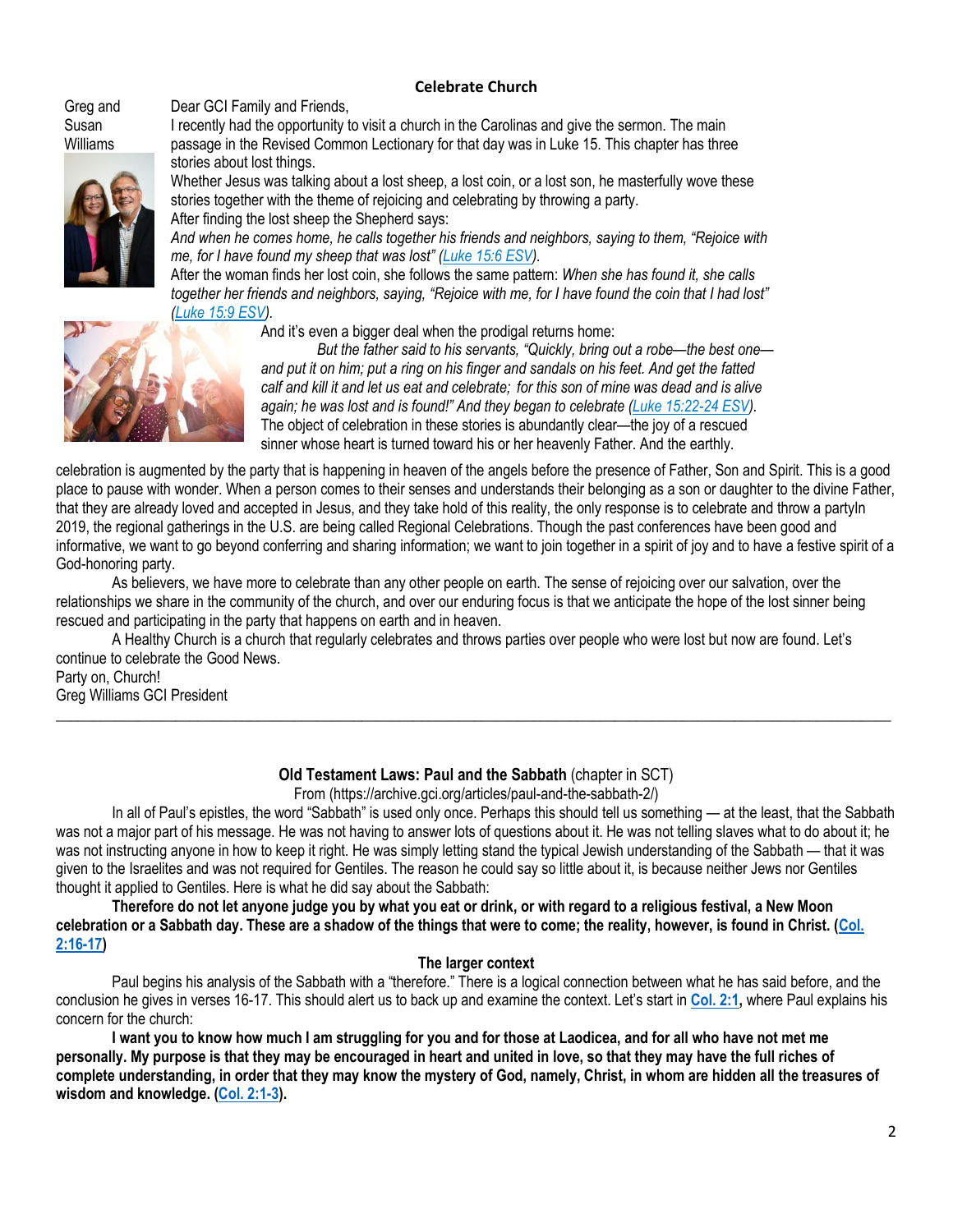## Celebrate Church

Greg and Susan Williams

Dear GCI Family and Friends,

I recently had the opportunity to visit a church in the Carolinas and give the sermon. The main passage in the Revised Common Lectionary for that day was in Luke 15. This chapter has three stories about lost things.

Whether Jesus was talking about a lost sheep, a lost coin, or a lost son, he masterfully wove these stories together with the theme of rejoicing and celebrating by throwing a party.

After finding the lost sheep the Shepherd says:

*And when he comes home, he calls together his friends and neighbors, saying to them, "Rejoice with me, for I have found my sheep that was lost" (Luke 15:6 ESV).*

After the woman finds her lost coin, she follows the same pattern: *When she has found it, she calls together her friends and neighbors, saying, "Rejoice with me, for I have found the coin that I had lost" (Luke 15:9 ESV).*

And it's even a bigger deal when the prodigal returns home:

> *But the father said to his servants, "Quickly, bring out a robe—the best one—and put it on him; put a ring on his finger and sandals on his feet. And get the fatted calf and kill it and let us eat and celebrate; for this son of mine was dead and is alive again; he was lost and is found!" And they began to celebrate (Luke 15:22-24 ESV).*

The object of celebration in these stories is abundantly clear—the joy of a rescued sinner whose heart is turned toward his or her heavenly Father. And the earthly celebration is augmented by the party that is happening in heaven of the angels before the presence of Father, Son and Spirit. This is a good place to pause with wonder. When a person comes to their senses and understands their belonging as a son or daughter to the divine Father, that they are already loved and accepted in Jesus, and they take hold of this reality, the only response is to celebrate and throw a partyIn 2019, the regional gatherings in the U.S. are being called Regional Celebrations. Though the past conferences have been good and informative, we want to go beyond conferring and sharing information; we want to join together in a spirit of joy and to have a festive spirit of a God-honoring party.

As believers, we have more to celebrate than any other people on earth. The sense of rejoicing over our salvation, over the relationships we share in the community of the church, and over our enduring focus is that we anticipate the hope of the lost sinner being rescued and participating in the party that happens on earth and in heaven.

A Healthy Church is a church that regularly celebrates and throws parties over people who were lost but now are found. Let's continue to celebrate the Good News.

Party on, Church!
Greg Williams GCI President

---

### **Old Testament Laws: Paul and the Sabbath** (chapter in SCT)

From (https://archive.gci.org/articles/paul-and-the-sabbath-2/)

In all of Paul's epistles, the word "Sabbath" is used only once. Perhaps this should tell us something — at the least, that the Sabbath was not a major part of his message. He was not having to answer lots of questions about it. He was not telling slaves what to do about it; he was not instructing anyone in how to keep it right. He was simply letting stand the typical Jewish understanding of the Sabbath — that it was given to the Israelites and was not required for Gentiles. The reason he could say so little about it, is because neither Jews nor Gentiles thought it applied to Gentiles. Here is what he did say about the Sabbath:

**Therefore do not let anyone judge you by what you eat or drink, or with regard to a religious festival, a New Moon celebration or a Sabbath day. These are a shadow of the things that were to come; the reality, however, is found in Christ. (Col. 2:16-17)**

#### The larger context

Paul begins his analysis of the Sabbath with a "therefore." There is a logical connection between what he has said before, and the conclusion he gives in verses 16-17. This should alert us to back up and examine the context. Let's start in **Col. 2:1,** where Paul explains his concern for the church:

**I want you to know how much I am struggling for you and for those at Laodicea, and for all who have not met me personally. My purpose is that they may be encouraged in heart and united in love, so that they may have the full riches of complete understanding, in order that they may know the mystery of God, namely, Christ, in whom are hidden all the treasures of wisdom and knowledge. (Col. 2:1-3).**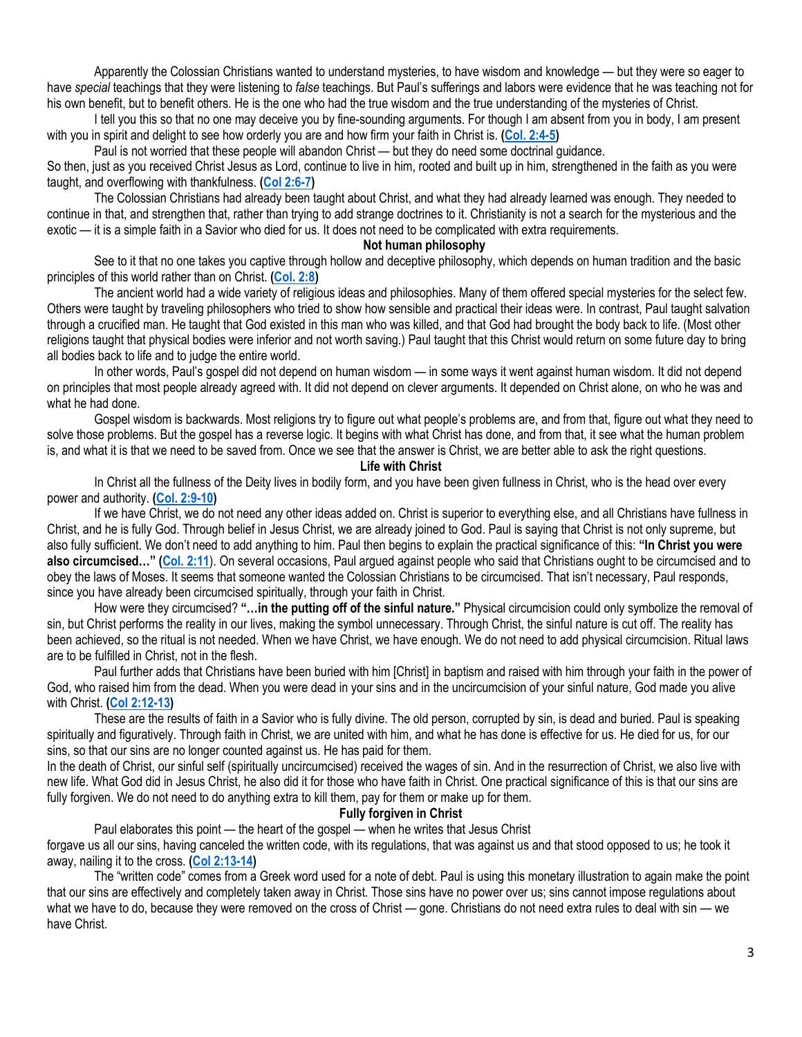Apparently the Colossian Christians wanted to understand mysteries, to have wisdom and knowledge — but they were so eager to have *special* teachings that they were listening to *false* teachings. But Paul's sufferings and labors were evidence that he was teaching not for his own benefit, but to benefit others. He is the one who had the true wisdom and the true understanding of the mysteries of Christ.

I tell you this so that no one may deceive you by fine-sounding arguments. For though I am absent from you in body, I am present with you in spirit and delight to see how orderly you are and how firm your faith in Christ is. (**Col. 2:4-5**)

Paul is not worried that these people will abandon Christ — but they do need some doctrinal guidance.

So then, just as you received Christ Jesus as Lord, continue to live in him, rooted and built up in him, strengthened in the faith as you were taught, and overflowing with thankfulness. (**Col 2:6-7**)

The Colossian Christians had already been taught about Christ, and what they had already learned was enough. They needed to continue in that, and strengthen that, rather than trying to add strange doctrines to it. Christianity is not a search for the mysterious and the exotic — it is a simple faith in a Savior who died for us. It does not need to be complicated with extra requirements.

**Not human philosophy**

See to it that no one takes you captive through hollow and deceptive philosophy, which depends on human tradition and the basic principles of this world rather than on Christ. (**Col. 2:8**)

The ancient world had a wide variety of religious ideas and philosophies. Many of them offered special mysteries for the select few. Others were taught by traveling philosophers who tried to show how sensible and practical their ideas were. In contrast, Paul taught salvation through a crucified man. He taught that God existed in this man who was killed, and that God had brought the body back to life. (Most other religions taught that physical bodies were inferior and not worth saving.) Paul taught that this Christ would return on some future day to bring all bodies back to life and to judge the entire world.

In other words, Paul's gospel did not depend on human wisdom — in some ways it went against human wisdom. It did not depend on principles that most people already agreed with. It did not depend on clever arguments. It depended on Christ alone, on who he was and what he had done.

Gospel wisdom is backwards. Most religions try to figure out what people's problems are, and from that, figure out what they need to solve those problems. But the gospel has a reverse logic. It begins with what Christ has done, and from that, it see what the human problem is, and what it is that we need to be saved from. Once we see that the answer is Christ, we are better able to ask the right questions.

**Life with Christ**

In Christ all the fullness of the Deity lives in bodily form, and you have been given fullness in Christ, who is the head over every power and authority. (**Col. 2:9-10**)

If we have Christ, we do not need any other ideas added on. Christ is superior to everything else, and all Christians have fullness in Christ, and he is fully God. Through belief in Jesus Christ, we are already joined to God. Paul is saying that Christ is not only supreme, but also fully sufficient. We don't need to add anything to him. Paul then begins to explain the practical significance of this: **"In Christ you were also circumcised…"** (**Col. 2:11**). On several occasions, Paul argued against people who said that Christians ought to be circumcised and to obey the laws of Moses. It seems that someone wanted the Colossian Christians to be circumcised. That isn't necessary, Paul responds, since you have already been circumcised spiritually, through your faith in Christ.

How were they circumcised? **"…in the putting off of the sinful nature."** Physical circumcision could only symbolize the removal of sin, but Christ performs the reality in our lives, making the symbol unnecessary. Through Christ, the sinful nature is cut off. The reality has been achieved, so the ritual is not needed. When we have Christ, we have enough. We do not need to add physical circumcision. Ritual laws are to be fulfilled in Christ, not in the flesh.

Paul further adds that Christians have been buried with him [Christ] in baptism and raised with him through your faith in the power of God, who raised him from the dead. When you were dead in your sins and in the uncircumcision of your sinful nature, God made you alive with Christ. (**Col 2:12-13**)

These are the results of faith in a Savior who is fully divine. The old person, corrupted by sin, is dead and buried. Paul is speaking spiritually and figuratively. Through faith in Christ, we are united with him, and what he has done is effective for us. He died for us, for our sins, so that our sins are no longer counted against us. He has paid for them.

In the death of Christ, our sinful self (spiritually uncircumcised) received the wages of sin. And in the resurrection of Christ, we also live with new life. What God did in Jesus Christ, he also did it for those who have faith in Christ. One practical significance of this is that our sins are fully forgiven. We do not need to do anything extra to kill them, pay for them or make up for them.

**Fully forgiven in Christ**

Paul elaborates this point — the heart of the gospel — when he writes that Jesus Christ

forgave us all our sins, having canceled the written code, with its regulations, that was against us and that stood opposed to us; he took it away, nailing it to the cross. (**Col 2:13-14**)

The "written code" comes from a Greek word used for a note of debt. Paul is using this monetary illustration to again make the point that our sins are effectively and completely taken away in Christ. Those sins have no power over us; sins cannot impose regulations about what we have to do, because they were removed on the cross of Christ — gone. Christians do not need extra rules to deal with sin — we have Christ.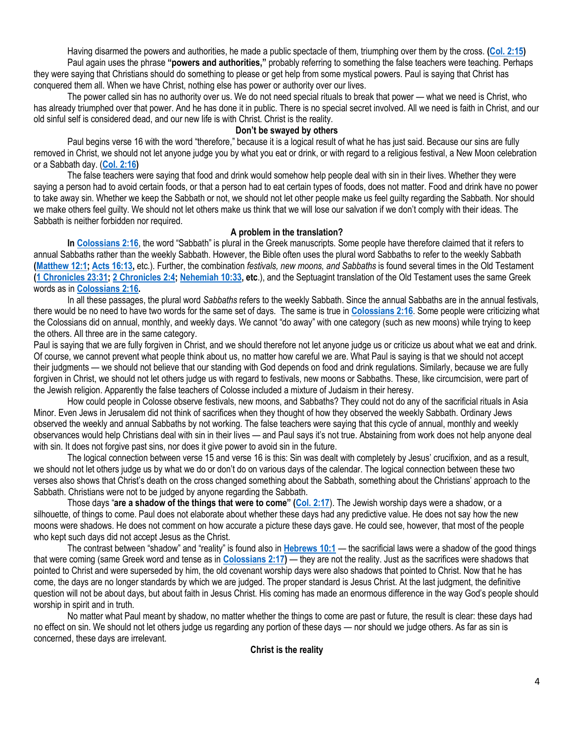Having disarmed the powers and authorities, he made a public spectacle of them, triumphing over them by the cross. **(Col. 2:15)**

Paul again uses the phrase **"powers and authorities,"** probably referring to something the false teachers were teaching. Perhaps they were saying that Christians should do something to please or get help from some mystical powers. Paul is saying that Christ has conquered them all. When we have Christ, nothing else has power or authority over our lives.

The power called sin has no authority over us. We do not need special rituals to break that power — what we need is Christ, who has already triumphed over that power. And he has done it in public. There is no special secret involved. All we need is faith in Christ, and our old sinful self is considered dead, and our new life is with Christ. Christ is the reality.

**Don't be swayed by others**

Paul begins verse 16 with the word "therefore," because it is a logical result of what he has just said. Because our sins are fully removed in Christ, we should not let anyone judge you by what you eat or drink, or with regard to a religious festival, a New Moon celebration or a Sabbath day. (**Col. 2:16)**

The false teachers were saying that food and drink would somehow help people deal with sin in their lives. Whether they were saying a person had to avoid certain foods, or that a person had to eat certain types of foods, does not matter. Food and drink have no power to take away sin. Whether we keep the Sabbath or not, we should not let other people make us feel guilty regarding the Sabbath. Nor should we make others feel guilty. We should not let others make us think that we will lose our salvation if we don't comply with their ideas. The Sabbath is neither forbidden nor required.

**A problem in the translation?**

**In Colossians 2:16**, the word "Sabbath" is plural in the Greek manuscripts. Some people have therefore claimed that it refers to annual Sabbaths rather than the weekly Sabbath. However, the Bible often uses the plural word Sabbaths to refer to the weekly Sabbath **(Matthew 12:1; Acts 16:13,** etc.). Further, the combination *festivals, new moons, and Sabbaths* is found several times in the Old Testament **(1 Chronicles 23:31; 2 Chronicles 2:4; Nehemiah 10:33, etc**.), and the Septuagint translation of the Old Testament uses the same Greek words as in **Colossians 2:16.**

In all these passages, the plural word *Sabbaths* refers to the weekly Sabbath. Since the annual Sabbaths are in the annual festivals, there would be no need to have two words for the same set of days. The same is true in **Colossians 2:16**. Some people were criticizing what the Colossians did on annual, monthly, and weekly days. We cannot "do away" with one category (such as new moons) while trying to keep the others. All three are in the same category.

Paul is saying that we are fully forgiven in Christ, and we should therefore not let anyone judge us or criticize us about what we eat and drink. Of course, we cannot prevent what people think about us, no matter how careful we are. What Paul is saying is that we should not accept their judgments — we should not believe that our standing with God depends on food and drink regulations. Similarly, because we are fully forgiven in Christ, we should not let others judge us with regard to festivals, new moons or Sabbaths. These, like circumcision, were part of the Jewish religion. Apparently the false teachers of Colosse included a mixture of Judaism in their heresy.

How could people in Colosse observe festivals, new moons, and Sabbaths? They could not do any of the sacrificial rituals in Asia Minor. Even Jews in Jerusalem did not think of sacrifices when they thought of how they observed the weekly Sabbath. Ordinary Jews observed the weekly and annual Sabbaths by not working. The false teachers were saying that this cycle of annual, monthly and weekly observances would help Christians deal with sin in their lives — and Paul says it's not true. Abstaining from work does not help anyone deal with sin. It does not forgive past sins, nor does it give power to avoid sin in the future.

The logical connection between verse 15 and verse 16 is this: Sin was dealt with completely by Jesus' crucifixion, and as a result, we should not let others judge us by what we do or don't do on various days of the calendar. The logical connection between these two verses also shows that Christ's death on the cross changed something about the Sabbath, something about the Christians' approach to the Sabbath. Christians were not to be judged by anyone regarding the Sabbath.

Those days "**are a shadow of the things that were to come" (Col. 2:17**). The Jewish worship days were a shadow, or a silhouette, of things to come. Paul does not elaborate about whether these days had any predictive value. He does not say how the new moons were shadows. He does not comment on how accurate a picture these days gave. He could see, however, that most of the people who kept such days did not accept Jesus as the Christ.

The contrast between "shadow" and "reality" is found also in **Hebrews 10:1** — the sacrificial laws were a shadow of the good things that were coming (same Greek word and tense as in **Colossians 2:17)** — they are not the reality. Just as the sacrifices were shadows that pointed to Christ and were superseded by him, the old covenant worship days were also shadows that pointed to Christ. Now that he has come, the days are no longer standards by which we are judged. The proper standard is Jesus Christ. At the last judgment, the definitive question will not be about days, but about faith in Jesus Christ. His coming has made an enormous difference in the way God's people should worship in spirit and in truth.

No matter what Paul meant by shadow, no matter whether the things to come are past or future, the result is clear: these days had no effect on sin. We should not let others judge us regarding any portion of these days — nor should we judge others. As far as sin is concerned, these days are irrelevant.

**Christ is the reality**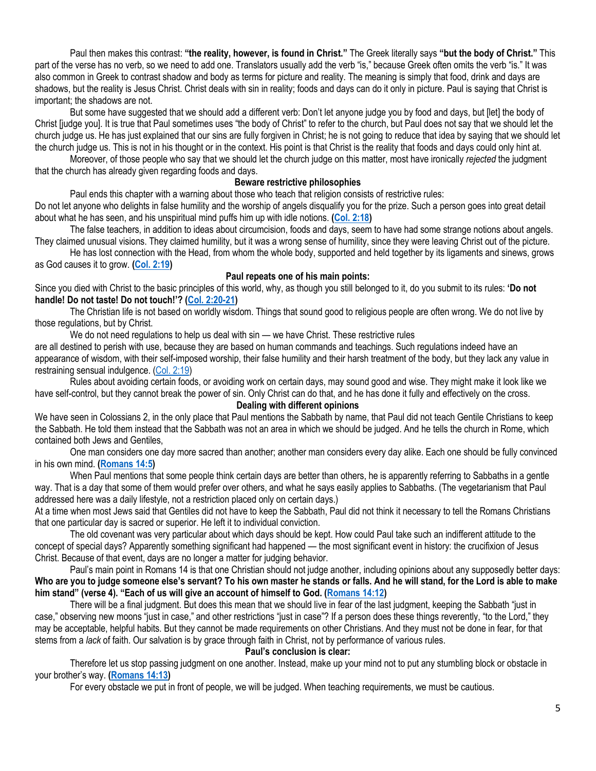Paul then makes this contrast: **"the reality, however, is found in Christ."** The Greek literally says **"but the body of Christ."** This part of the verse has no verb, so we need to add one. Translators usually add the verb "is," because Greek often omits the verb "is." It was also common in Greek to contrast shadow and body as terms for picture and reality. The meaning is simply that food, drink and days are shadows, but the reality is Jesus Christ. Christ deals with sin in reality; foods and days can do it only in picture. Paul is saying that Christ is important; the shadows are not.

But some have suggested that we should add a different verb: Don't let anyone judge you by food and days, but [let] the body of Christ [judge you]. It is true that Paul sometimes uses "the body of Christ" to refer to the church, but Paul does not say that we should let the church judge us. He has just explained that our sins are fully forgiven in Christ; he is not going to reduce that idea by saying that we should let the church judge us. This is not in his thought or in the context. His point is that Christ is the reality that foods and days could only hint at.

Moreover, of those people who say that we should let the church judge on this matter, most have ironically *rejected* the judgment that the church has already given regarding foods and days.

**Beware restrictive philosophies**

Paul ends this chapter with a warning about those who teach that religion consists of restrictive rules:

Do not let anyone who delights in false humility and the worship of angels disqualify you for the prize. Such a person goes into great detail about what he has seen, and his unspiritual mind puffs him up with idle notions. **(Col. 2:18)**

The false teachers, in addition to ideas about circumcision, foods and days, seem to have had some strange notions about angels. They claimed unusual visions. They claimed humility, but it was a wrong sense of humility, since they were leaving Christ out of the picture.

He has lost connection with the Head, from whom the whole body, supported and held together by its ligaments and sinews, grows as God causes it to grow. **(Col. 2:19)**

**Paul repeats one of his main points:**

Since you died with Christ to the basic principles of this world, why, as though you still belonged to it, do you submit to its rules: **'Do not handle! Do not taste! Do not touch!'? (Col. 2:20-21)**

The Christian life is not based on worldly wisdom. Things that sound good to religious people are often wrong. We do not live by those regulations, but by Christ.

We do not need regulations to help us deal with sin — we have Christ. These restrictive rules are all destined to perish with use, because they are based on human commands and teachings. Such regulations indeed have an appearance of wisdom, with their self-imposed worship, their false humility and their harsh treatment of the body, but they lack any value in restraining sensual indulgence. (Col. 2:19)

Rules about avoiding certain foods, or avoiding work on certain days, may sound good and wise. They might make it look like we have self-control, but they cannot break the power of sin. Only Christ can do that, and he has done it fully and effectively on the cross.

**Dealing with different opinions**

We have seen in Colossians 2, in the only place that Paul mentions the Sabbath by name, that Paul did not teach Gentile Christians to keep the Sabbath. He told them instead that the Sabbath was not an area in which we should be judged. And he tells the church in Rome, which contained both Jews and Gentiles,

One man considers one day more sacred than another; another man considers every day alike. Each one should be fully convinced in his own mind. **(Romans 14:5)**

When Paul mentions that some people think certain days are better than others, he is apparently referring to Sabbaths in a gentle way. That is a day that some of them would prefer over others, and what he says easily applies to Sabbaths. (The vegetarianism that Paul addressed here was a daily lifestyle, not a restriction placed only on certain days.)

At a time when most Jews said that Gentiles did not have to keep the Sabbath, Paul did not think it necessary to tell the Romans Christians that one particular day is sacred or superior. He left it to individual conviction.

The old covenant was very particular about which days should be kept. How could Paul take such an indifferent attitude to the concept of special days? Apparently something significant had happened — the most significant event in history: the crucifixion of Jesus Christ. Because of that event, days are no longer a matter for judging behavior.

Paul's main point in Romans 14 is that one Christian should not judge another, including opinions about any supposedly better days: **Who are you to judge someone else's servant? To his own master he stands or falls. And he will stand, for the Lord is able to make him stand" (verse 4). "Each of us will give an account of himself to God. (Romans 14:12)**

There will be a final judgment. But does this mean that we should live in fear of the last judgment, keeping the Sabbath "just in case," observing new moons "just in case," and other restrictions "just in case"? If a person does these things reverently, "to the Lord," they may be acceptable, helpful habits. But they cannot be made requirements on other Christians. And they must not be done in fear, for that stems from a *lack* of faith. Our salvation is by grace through faith in Christ, not by performance of various rules.

**Paul's conclusion is clear:**

Therefore let us stop passing judgment on one another. Instead, make up your mind not to put any stumbling block or obstacle in your brother's way. **(Romans 14:13)**

For every obstacle we put in front of people, we will be judged. When teaching requirements, we must be cautious.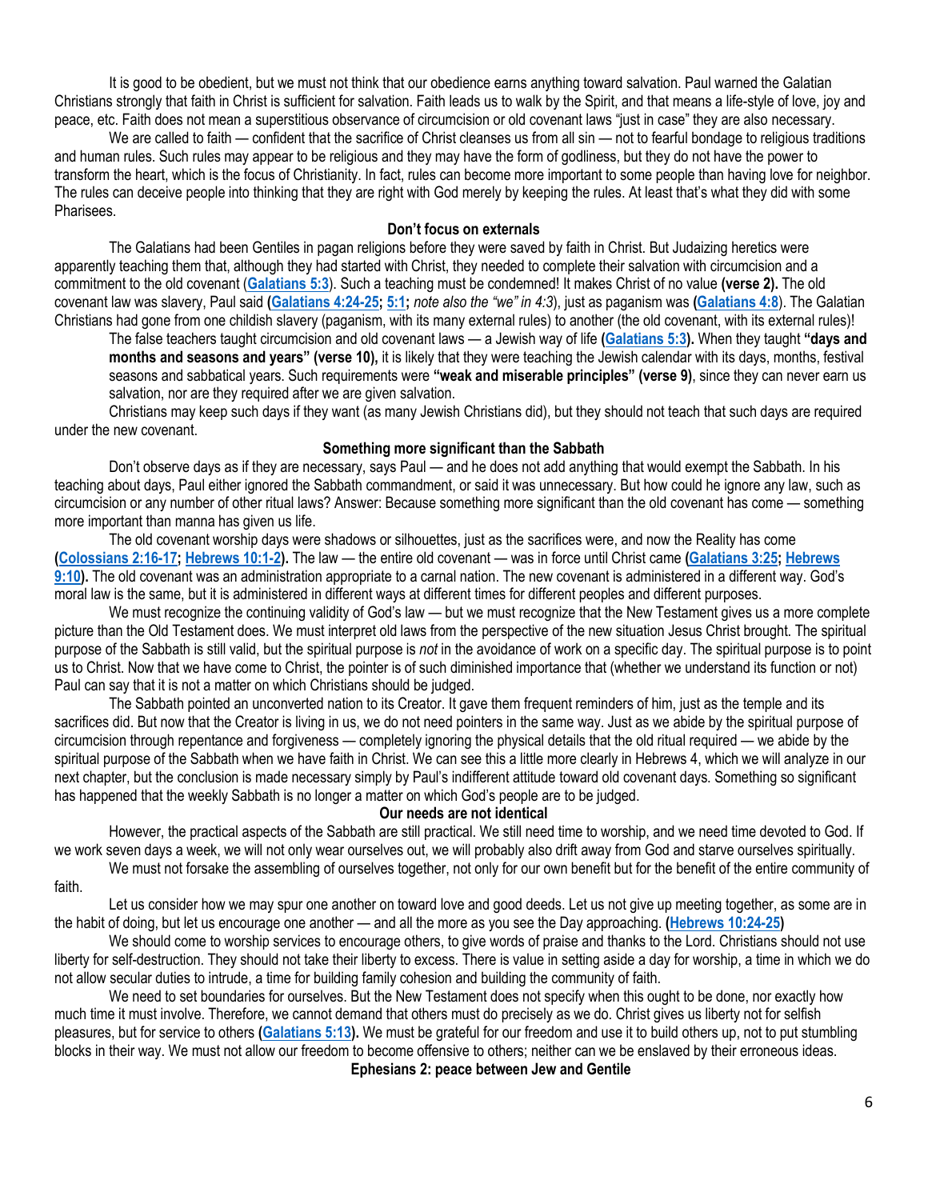It is good to be obedient, but we must not think that our obedience earns anything toward salvation. Paul warned the Galatian Christians strongly that faith in Christ is sufficient for salvation. Faith leads us to walk by the Spirit, and that means a life-style of love, joy and peace, etc. Faith does not mean a superstitious observance of circumcision or old covenant laws "just in case" they are also necessary.

We are called to faith — confident that the sacrifice of Christ cleanses us from all sin — not to fearful bondage to religious traditions and human rules. Such rules may appear to be religious and they may have the form of godliness, but they do not have the power to transform the heart, which is the focus of Christianity. In fact, rules can become more important to some people than having love for neighbor. The rules can deceive people into thinking that they are right with God merely by keeping the rules. At least that's what they did with some Pharisees.

**Don't focus on externals**

The Galatians had been Gentiles in pagan religions before they were saved by faith in Christ. But Judaizing heretics were apparently teaching them that, although they had started with Christ, they needed to complete their salvation with circumcision and a commitment to the old covenant (**Galatians 5:3**). Such a teaching must be condemned! It makes Christ of no value **(verse 2).** The old covenant law was slavery, Paul said **(Galatians 4:24-25; 5:1;** *note also the "we" in 4:3*), just as paganism was (**Galatians 4:8**). The Galatian Christians had gone from one childish slavery (paganism, with its many external rules) to another (the old covenant, with its external rules)!

The false teachers taught circumcision and old covenant laws — a Jewish way of life **(Galatians 5:3).** When they taught **"days and months and seasons and years" (verse 10),** it is likely that they were teaching the Jewish calendar with its days, months, festival seasons and sabbatical years. Such requirements were **"weak and miserable principles" (verse 9)**, since they can never earn us salvation, nor are they required after we are given salvation.

Christians may keep such days if they want (as many Jewish Christians did), but they should not teach that such days are required under the new covenant.

**Something more significant than the Sabbath**

Don't observe days as if they are necessary, says Paul — and he does not add anything that would exempt the Sabbath. In his teaching about days, Paul either ignored the Sabbath commandment, or said it was unnecessary. But how could he ignore any law, such as circumcision or any number of other ritual laws? Answer: Because something more significant than the old covenant has come — something more important than manna has given us life.

The old covenant worship days were shadows or silhouettes, just as the sacrifices were, and now the Reality has come **(Colossians 2:16-17; Hebrews 10:1-2).** The law — the entire old covenant — was in force until Christ came **(Galatians 3:25; Hebrews 9:10).** The old covenant was an administration appropriate to a carnal nation. The new covenant is administered in a different way. God's moral law is the same, but it is administered in different ways at different times for different peoples and different purposes.

We must recognize the continuing validity of God's law — but we must recognize that the New Testament gives us a more complete picture than the Old Testament does. We must interpret old laws from the perspective of the new situation Jesus Christ brought. The spiritual purpose of the Sabbath is still valid, but the spiritual purpose is *not* in the avoidance of work on a specific day. The spiritual purpose is to point us to Christ. Now that we have come to Christ, the pointer is of such diminished importance that (whether we understand its function or not) Paul can say that it is not a matter on which Christians should be judged.

The Sabbath pointed an unconverted nation to its Creator. It gave them frequent reminders of him, just as the temple and its sacrifices did. But now that the Creator is living in us, we do not need pointers in the same way. Just as we abide by the spiritual purpose of circumcision through repentance and forgiveness — completely ignoring the physical details that the old ritual required — we abide by the spiritual purpose of the Sabbath when we have faith in Christ. We can see this a little more clearly in Hebrews 4, which we will analyze in our next chapter, but the conclusion is made necessary simply by Paul's indifferent attitude toward old covenant days. Something so significant has happened that the weekly Sabbath is no longer a matter on which God's people are to be judged.

**Our needs are not identical**

However, the practical aspects of the Sabbath are still practical. We still need time to worship, and we need time devoted to God. If we work seven days a week, we will not only wear ourselves out, we will probably also drift away from God and starve ourselves spiritually.

We must not forsake the assembling of ourselves together, not only for our own benefit but for the benefit of the entire community of faith.

Let us consider how we may spur one another on toward love and good deeds. Let us not give up meeting together, as some are in the habit of doing, but let us encourage one another — and all the more as you see the Day approaching. **(Hebrews 10:24-25)**

We should come to worship services to encourage others, to give words of praise and thanks to the Lord. Christians should not use liberty for self-destruction. They should not take their liberty to excess. There is value in setting aside a day for worship, a time in which we do not allow secular duties to intrude, a time for building family cohesion and building the community of faith.

We need to set boundaries for ourselves. But the New Testament does not specify when this ought to be done, nor exactly how much time it must involve. Therefore, we cannot demand that others must do precisely as we do. Christ gives us liberty not for selfish pleasures, but for service to others **(Galatians 5:13).** We must be grateful for our freedom and use it to build others up, not to put stumbling blocks in their way. We must not allow our freedom to become offensive to others; neither can we be enslaved by their erroneous ideas.

**Ephesians 2: peace between Jew and Gentile**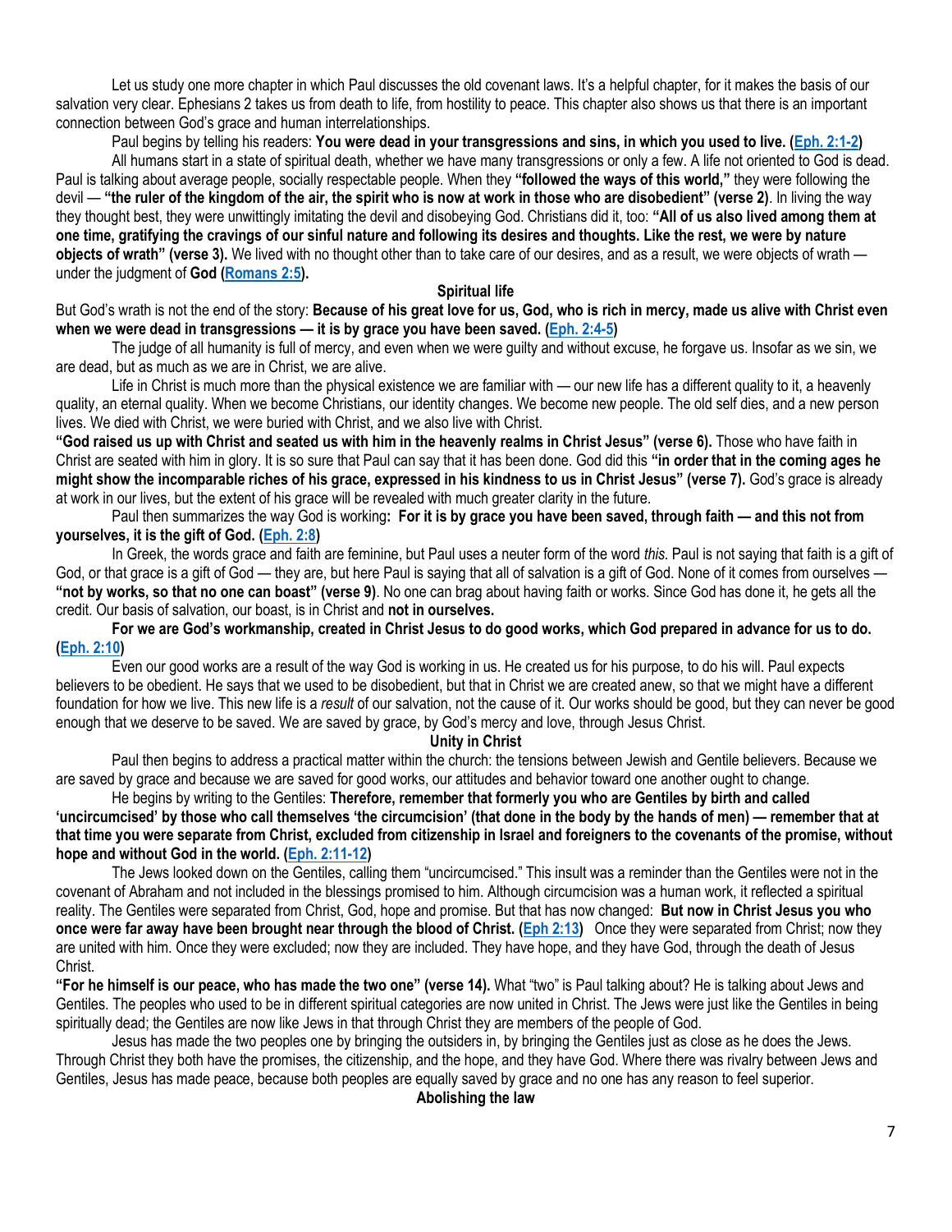Let us study one more chapter in which Paul discusses the old covenant laws. It's a helpful chapter, for it makes the basis of our salvation very clear. Ephesians 2 takes us from death to life, from hostility to peace. This chapter also shows us that there is an important connection between God's grace and human interrelationships.

Paul begins by telling his readers: **You were dead in your transgressions and sins, in which you used to live. (Eph. 2:1-2)**

All humans start in a state of spiritual death, whether we have many transgressions or only a few. A life not oriented to God is dead. Paul is talking about average people, socially respectable people. When they **"followed the ways of this world,"** they were following the devil — **"the ruler of the kingdom of the air, the spirit who is now at work in those who are disobedient" (verse 2)**. In living the way they thought best, they were unwittingly imitating the devil and disobeying God. Christians did it, too: **"All of us also lived among them at one time, gratifying the cravings of our sinful nature and following its desires and thoughts. Like the rest, we were by nature objects of wrath" (verse 3).** We lived with no thought other than to take care of our desires, and as a result, we were objects of wrath — under the judgment of **God (Romans 2:5).**

## Spiritual life

But God's wrath is not the end of the story: **Because of his great love for us, God, who is rich in mercy, made us alive with Christ even when we were dead in transgressions — it is by grace you have been saved. (Eph. 2:4-5)**

The judge of all humanity is full of mercy, and even when we were guilty and without excuse, he forgave us. Insofar as we sin, we are dead, but as much as we are in Christ, we are alive.

Life in Christ is much more than the physical existence we are familiar with — our new life has a different quality to it, a heavenly quality, an eternal quality. When we become Christians, our identity changes. We become new people. The old self dies, and a new person lives. We died with Christ, we were buried with Christ, and we also live with Christ.

**"God raised us up with Christ and seated us with him in the heavenly realms in Christ Jesus" (verse 6).** Those who have faith in Christ are seated with him in glory. It is so sure that Paul can say that it has been done. God did this **"in order that in the coming ages he might show the incomparable riches of his grace, expressed in his kindness to us in Christ Jesus" (verse 7).** God's grace is already at work in our lives, but the extent of his grace will be revealed with much greater clarity in the future.

Paul then summarizes the way God is working**: For it is by grace you have been saved, through faith — and this not from yourselves, it is the gift of God. (Eph. 2:8)**

In Greek, the words grace and faith are feminine, but Paul uses a neuter form of the word *this.* Paul is not saying that faith is a gift of God, or that grace is a gift of God — they are, but here Paul is saying that all of salvation is a gift of God. None of it comes from ourselves — **"not by works, so that no one can boast" (verse 9)**. No one can brag about having faith or works. Since God has done it, he gets all the credit. Our basis of salvation, our boast, is in Christ and **not in ourselves.**

**For we are God's workmanship, created in Christ Jesus to do good works, which God prepared in advance for us to do. (Eph. 2:10)**

Even our good works are a result of the way God is working in us. He created us for his purpose, to do his will. Paul expects believers to be obedient. He says that we used to be disobedient, but that in Christ we are created anew, so that we might have a different foundation for how we live. This new life is a *result* of our salvation, not the cause of it. Our works should be good, but they can never be good enough that we deserve to be saved. We are saved by grace, by God's mercy and love, through Jesus Christ.

## Unity in Christ

Paul then begins to address a practical matter within the church: the tensions between Jewish and Gentile believers. Because we are saved by grace and because we are saved for good works, our attitudes and behavior toward one another ought to change.

He begins by writing to the Gentiles: **Therefore, remember that formerly you who are Gentiles by birth and called 'uncircumcised' by those who call themselves 'the circumcision' (that done in the body by the hands of men) — remember that at that time you were separate from Christ, excluded from citizenship in Israel and foreigners to the covenants of the promise, without hope and without God in the world. (Eph. 2:11-12)**

The Jews looked down on the Gentiles, calling them "uncircumcised." This insult was a reminder than the Gentiles were not in the covenant of Abraham and not included in the blessings promised to him. Although circumcision was a human work, it reflected a spiritual reality. The Gentiles were separated from Christ, God, hope and promise. But that has now changed: **But now in Christ Jesus you who once were far away have been brought near through the blood of Christ. (Eph 2:13)** Once they were separated from Christ; now they are united with him. Once they were excluded; now they are included. They have hope, and they have God, through the death of Jesus Christ.

**"For he himself is our peace, who has made the two one" (verse 14).** What "two" is Paul talking about? He is talking about Jews and Gentiles. The peoples who used to be in different spiritual categories are now united in Christ. The Jews were just like the Gentiles in being spiritually dead; the Gentiles are now like Jews in that through Christ they are members of the people of God.

Jesus has made the two peoples one by bringing the outsiders in, by bringing the Gentiles just as close as he does the Jews. Through Christ they both have the promises, the citizenship, and the hope, and they have God. Where there was rivalry between Jews and Gentiles, Jesus has made peace, because both peoples are equally saved by grace and no one has any reason to feel superior.

## Abolishing the law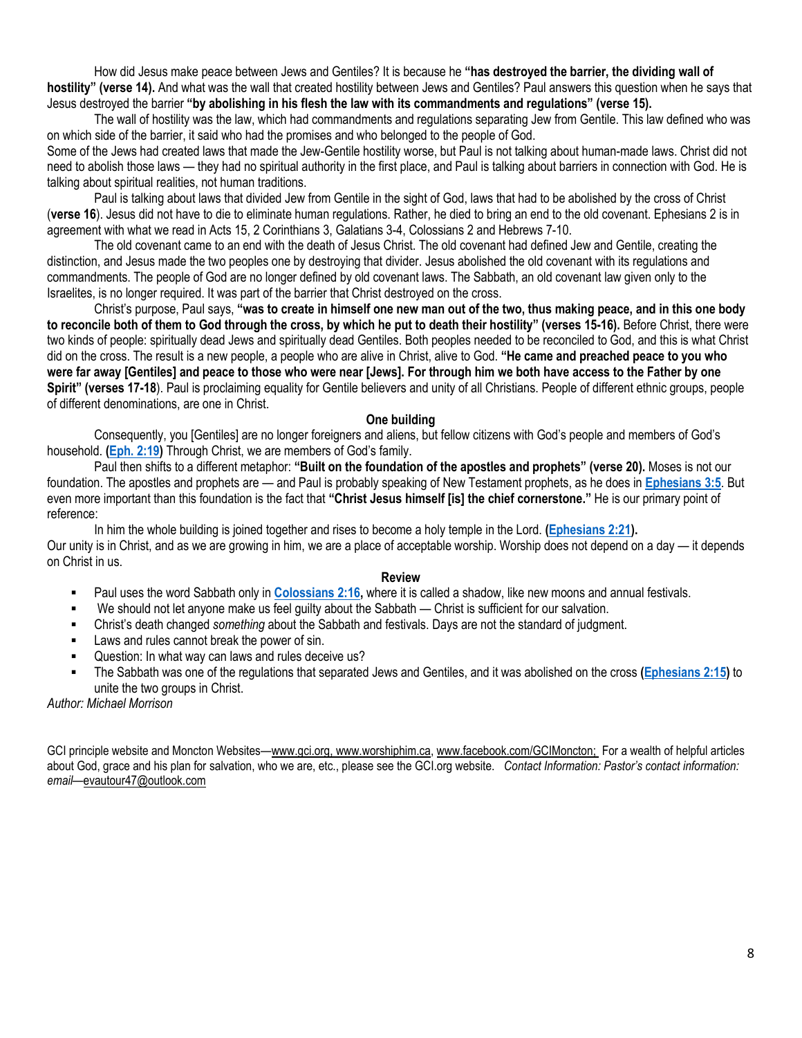How did Jesus make peace between Jews and Gentiles? It is because he **"has destroyed the barrier, the dividing wall of hostility" (verse 14).** And what was the wall that created hostility between Jews and Gentiles? Paul answers this question when he says that Jesus destroyed the barrier **"by abolishing in his flesh the law with its commandments and regulations" (verse 15).**

The wall of hostility was the law, which had commandments and regulations separating Jew from Gentile. This law defined who was on which side of the barrier, it said who had the promises and who belonged to the people of God.

Some of the Jews had created laws that made the Jew-Gentile hostility worse, but Paul is not talking about human-made laws. Christ did not need to abolish those laws — they had no spiritual authority in the first place, and Paul is talking about barriers in connection with God. He is talking about spiritual realities, not human traditions.

Paul is talking about laws that divided Jew from Gentile in the sight of God, laws that had to be abolished by the cross of Christ (**verse 16**). Jesus did not have to die to eliminate human regulations. Rather, he died to bring an end to the old covenant. Ephesians 2 is in agreement with what we read in Acts 15, 2 Corinthians 3, Galatians 3-4, Colossians 2 and Hebrews 7-10.

The old covenant came to an end with the death of Jesus Christ. The old covenant had defined Jew and Gentile, creating the distinction, and Jesus made the two peoples one by destroying that divider. Jesus abolished the old covenant with its regulations and commandments. The people of God are no longer defined by old covenant laws. The Sabbath, an old covenant law given only to the Israelites, is no longer required. It was part of the barrier that Christ destroyed on the cross.

Christ's purpose, Paul says, **"was to create in himself one new man out of the two, thus making peace, and in this one body to reconcile both of them to God through the cross, by which he put to death their hostility" (verses 15-16).** Before Christ, there were two kinds of people: spiritually dead Jews and spiritually dead Gentiles. Both peoples needed to be reconciled to God, and this is what Christ did on the cross. The result is a new people, a people who are alive in Christ, alive to God. **"He came and preached peace to you who were far away [Gentiles] and peace to those who were near [Jews]. For through him we both have access to the Father by one Spirit" (verses 17-18**). Paul is proclaiming equality for Gentile believers and unity of all Christians. People of different ethnic groups, people of different denominations, are one in Christ.

### One building

Consequently, you [Gentiles] are no longer foreigners and aliens, but fellow citizens with God's people and members of God's household. (**Eph. 2:19**) Through Christ, we are members of God's family.

Paul then shifts to a different metaphor: **"Built on the foundation of the apostles and prophets" (verse 20).** Moses is not our foundation. The apostles and prophets are — and Paul is probably speaking of New Testament prophets, as he does in **Ephesians 3:5**. But even more important than this foundation is the fact that **"Christ Jesus himself [is] the chief cornerstone."** He is our primary point of reference:

In him the whole building is joined together and rises to become a holy temple in the Lord. **(Ephesians 2:21).**

Our unity is in Christ, and as we are growing in him, we are a place of acceptable worship. Worship does not depend on a day — it depends on Christ in us.

### Review

- Paul uses the word Sabbath only in **Colossians 2:16,** where it is called a shadow, like new moons and annual festivals.
- We should not let anyone make us feel guilty about the Sabbath — Christ is sufficient for our salvation.
- Christ's death changed *something* about the Sabbath and festivals. Days are not the standard of judgment.
- Laws and rules cannot break the power of sin.
- Question: In what way can laws and rules deceive us?
- The Sabbath was one of the regulations that separated Jews and Gentiles, and it was abolished on the cross **(Ephesians 2:15)** to unite the two groups in Christ.

*Author: Michael Morrison*

GCI principle website and Moncton Websites—www.gci.org, www.worshiphim.ca, www.facebook.com/GCIMoncton; For a wealth of helpful articles about God, grace and his plan for salvation, who we are, etc., please see the GCI.org website. *Contact Information: Pastor's contact information: email*—evautour47@outlook.com